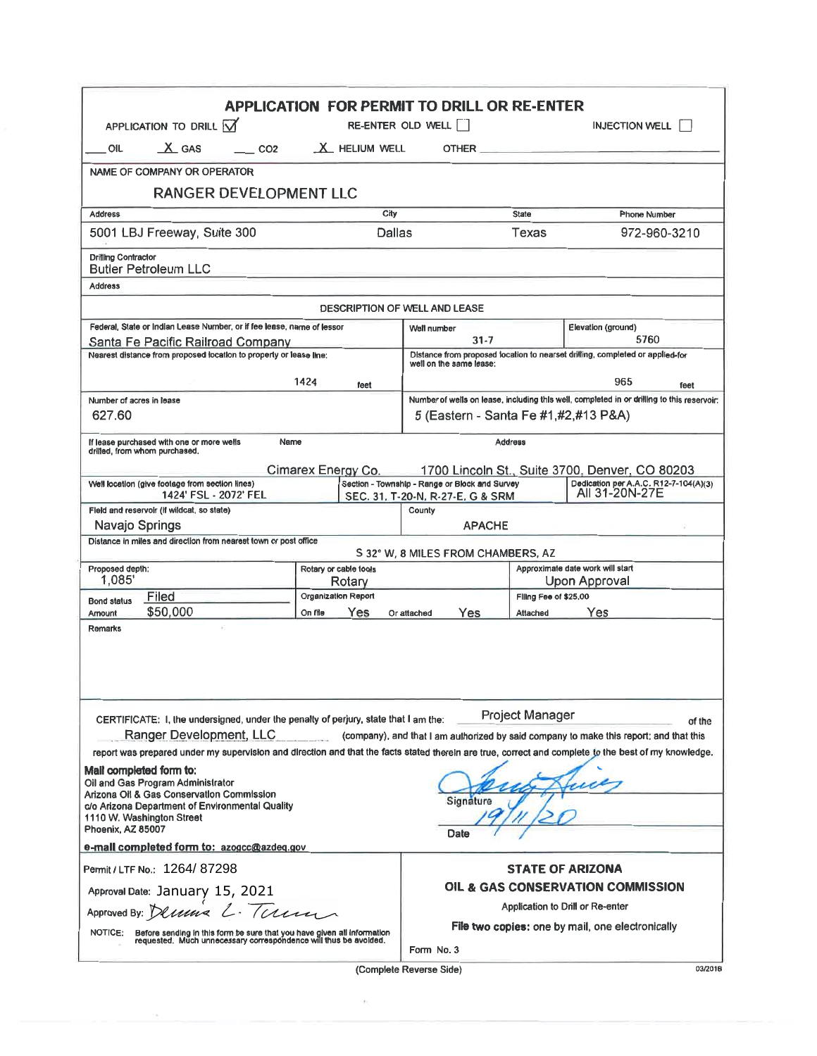# APPLICATION FOR PERMIT TO DRILL OR RE-ENTER

APPLICATION TO DRILL ☑ RE-ENTER OLD WELL ☐ INJECTION WELL ☐

___ OIL &nbsp; X GAS &nbsp; ___ CO2 &nbsp; X HELIUM WELL &nbsp; OTHER ______

**NAME OF COMPANY OR OPERATOR**

RANGER DEVELOPMENT LLC

| Address | City | State | Phone Number |
|---|---|---|---|
| 5001 LBJ Freeway, Suite 300 | Dallas | Texas | 972-960-3210 |

**Drilling Contractor**
Butler Petroleum LLC

**Address**

## DESCRIPTION OF WELL AND LEASE

| Federal, State or Indian Lease Number, or if fee lease, name of lessor | Well number | Elevation (ground) |
|---|---|---|
| Santa Fe Pacific Railroad Company | 31-7 | 5760 |

| Nearest distance from proposed location to property or lease line: | Distance from proposed location to nearest drilling, completed or applied-for well on the same lease: |
|---|---|
| 1424 feet | 965 feet |

| Number of acres in lease | Number of wells on lease, including this well, completed in or drilling to this reservoir: |
|---|---|
| 627.60 | 5 (Eastern - Santa Fe #1,#2,#13 P&A) |

| If lease purchased with one or more wells drilled, from whom purchased. | Name | Address |
|---|---|---|
| | Cimarex Energy Co. | 1700 Lincoln St., Suite 3700, Denver, CO 80203 |

| Well location (give footage from section lines) | Section - Township - Range or Block and Survey | Dedication per A.A.C. R12-7-104(A)(3) |
|---|---|---|
| 1424' FSL - 2072' FEL | SEC. 31, T-20-N, R-27-E, G & SRM | All 31-20N-27E |

| Field and reservoir (if wildcat, so state) | County |
|---|---|
| Navajo Springs | APACHE |

Distance in miles and direction from nearest town or post office: S 32° W, 8 MILES FROM CHAMBERS, AZ

| Proposed depth: | Rotary or cable tools | Approximate date work will start |
|---|---|---|
| 1,085' | Rotary | Upon Approval |

| Bond status: Filed | Organization Report | Filing Fee of $25.00 |
|---|---|---|
| Amount: $50,000 | On file: Yes &nbsp; Or attached: Yes | Attached: Yes |

**Remarks**

CERTIFICATE: I, the undersigned, under the penalty of perjury, state that I am the: Project Manager of the Ranger Development, LLC (company), and that I am authorized by said company to make this report; and that this report was prepared under my supervision and direction and that the facts stated therein are true, correct and complete to the best of my knowledge.

**Mail completed form to:**
Oil and Gas Program Administrator
Arizona Oil & Gas Conservation Commission
c/o Arizona Department of Environmental Quality
1110 W. Washington Street
Phoenix, AZ 85007

**e-mail completed form to: azogcc@azdeq.gov**

Signature: [signature]
Date: 19/11/20

Permit / LTF No.: 1264/ 87298

Approval Date: January 15, 2021

Approved By: Dennis L. Turner

NOTICE: Before sending in this form be sure that you have given all information requested. Much unnecessary correspondence will thus be avoided.

**STATE OF ARIZONA**
**OIL & GAS CONSERVATION COMMISSION**
Application to Drill or Re-enter
**File two copies:** one by mail, one electronically
Form No. 3

(Complete Reverse Side)

03/2018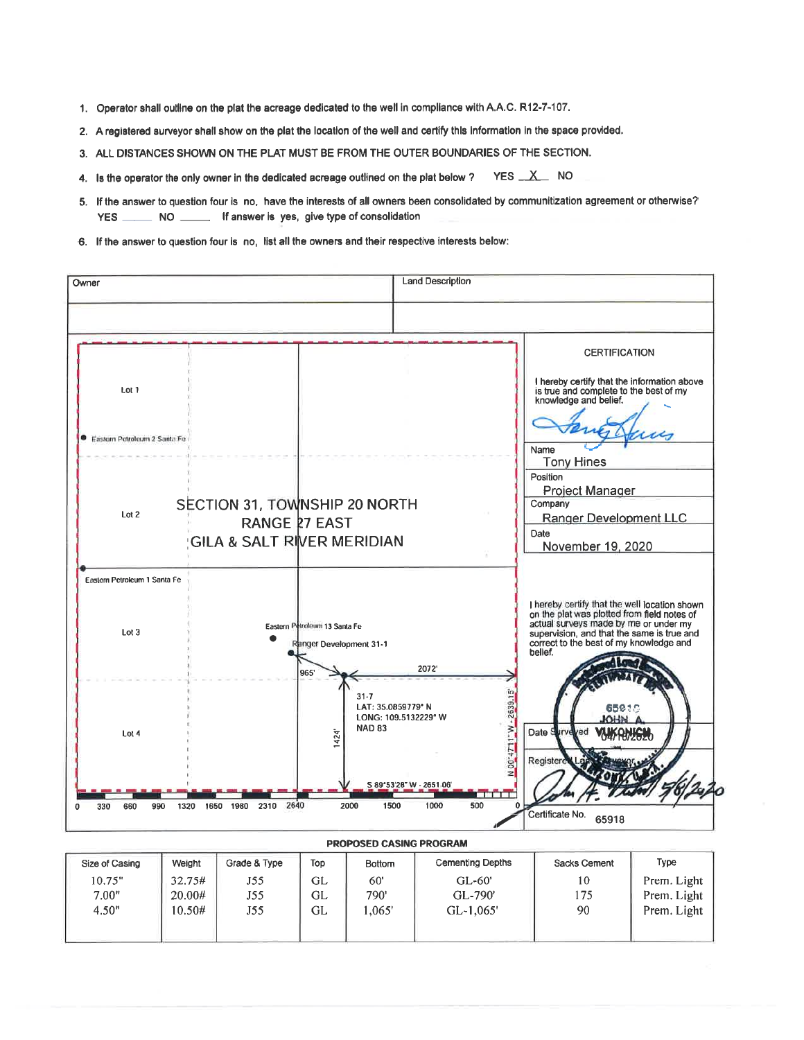1. Operator shall outline on the plat the acreage dedicated to the well in compliance with A.A.C. R12-7-107.
2. A registered surveyor shall show on the plat the location of the well and certify this information in the space provided.
3. ALL DISTANCES SHOWN ON THE PLAT MUST BE FROM THE OUTER BOUNDARIES OF THE SECTION.
4. Is the operator the only owner in the dedicated acreage outlined on the plat below ? YES _X_ NO
5. If the answer to question four is no, have the interests of all owners been consolidated by communitization agreement or otherwise? YES ______ NO ______ If answer is yes, give type of consolidation
6. If the answer to question four is no, list all the owners and their respective interests below:

| Owner | Land Description |
|---|---|
| | |

SECTION 31, TOWNSHIP 20 NORTH
RANGE 27 EAST
GILA & SALT RIVER MERIDIAN

Lot 1

Eastern Petroleum 2 Santa Fe

Lot 2

Eastern Petroleum 1 Santa Fe

Lot 3

Eastern Petroleum 13 Santa Fe

Ranger Development 31-1

965'

2072'

31-7
LAT: 35.0859779° N
LONG: 109.5132229° W
NAD 83

1424'

N 00°47'11" W - 2639.15'

Lot 4

S 89°53'28" W - 2651.06'

0 330 660 990 1320 1650 1980 2310 2640 2000 1500 1000 500 0

**CERTIFICATION**

I hereby certify that the information above is true and complete to the best of my knowledge and belief.

Name: Tony Hines

Position: Project Manager

Company: Ranger Development LLC

Date: November 19, 2020

I hereby certify that the well location shown on the plat was plotted from field notes of actual surveys made by me or under my supervision, and that the same is true and correct to the best of my knowledge and belief.

Date Surveyed: 04/16/2020

Registered Land Surveyor

5/6/2020

Certificate No. 65918

**PROPOSED CASING PROGRAM**

| Size of Casing | Weight | Grade & Type | Top | Bottom | Cementing Depths | Sacks Cement | Type |
|---|---|---|---|---|---|---|---|
| 10.75" | 32.75# | J55 | GL | 60' | GL-60' | 10 | Prem. Light |
| 7.00" | 20.00# | J55 | GL | 790' | GL-790' | 175 | Prem. Light |
| 4.50" | 10.50# | J55 | GL | 1,065' | GL-1,065' | 90 | Prem. Light |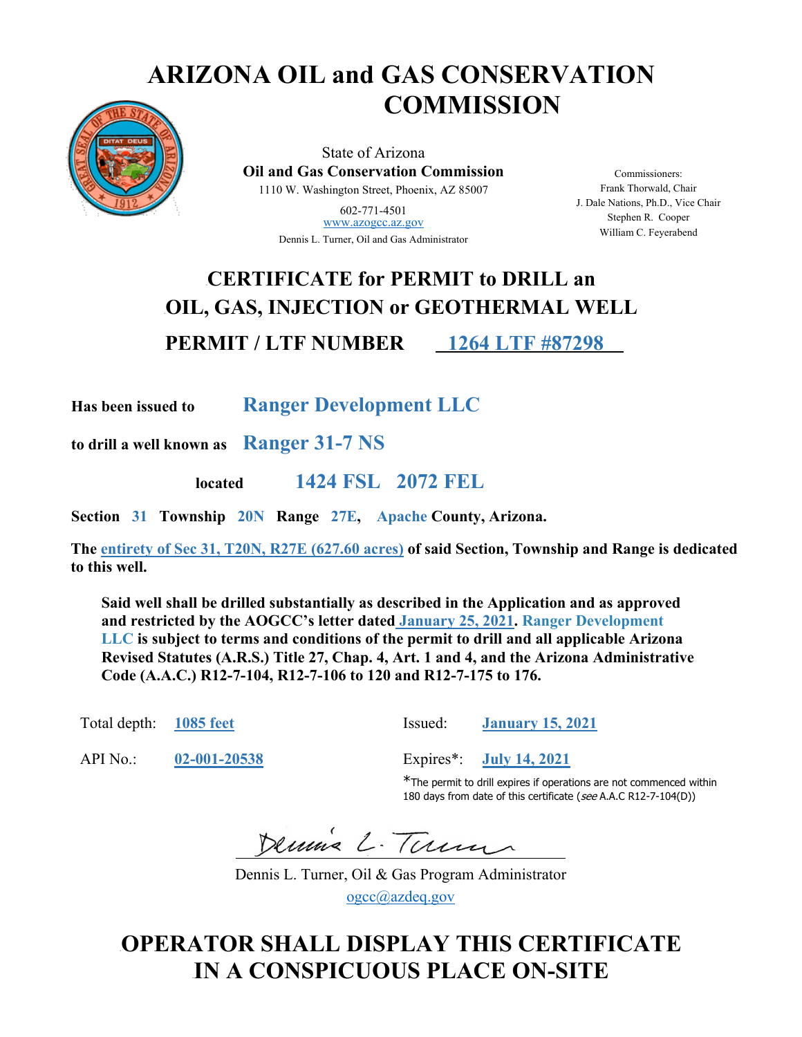# ARIZONA OIL and GAS CONSERVATION COMMISSION

State of Arizona
**Oil and Gas Conservation Commission**
1110 W. Washington Street, Phoenix, AZ 85007
602-771-4501
www.azogcc.az.gov
Dennis L. Turner, Oil and Gas Administrator

Commissioners:
Frank Thorwald, Chair
J. Dale Nations, Ph.D., Vice Chair
Stephen R. Cooper
William C. Feyerabend

## CERTIFICATE for PERMIT to DRILL an OIL, GAS, INJECTION or GEOTHERMAL WELL

**PERMIT / LTF NUMBER** **1264 LTF #87298**

**Has been issued to** **Ranger Development LLC**

**to drill a well known as** **Ranger 31-7 NS**

**located** **1424 FSL 2072 FEL**

**Section 31 Township 20N Range 27E, Apache County, Arizona.**

**The entirety of Sec 31, T20N, R27E (627.60 acres) of said Section, Township and Range is dedicated to this well.**

**Said well shall be drilled substantially as described in the Application and as approved and restricted by the AOGCC's letter dated January 25, 2021. Ranger Development LLC is subject to terms and conditions of the permit to drill and all applicable Arizona Revised Statutes (A.R.S.) Title 27, Chap. 4, Art. 1 and 4, and the Arizona Administrative Code (A.A.C.) R12-7-104, R12-7-106 to 120 and R12-7-175 to 176.**

Total depth: **1085 feet**

API No.: **02-001-20538**

Issued: **January 15, 2021**

Expires*: **July 14, 2021**

*The permit to drill expires if operations are not commenced within 180 days from date of this certificate (*see* A.A.C R12-7-104(D))

Dennis L. Turner, Oil & Gas Program Administrator
ogcc@azdeq.gov

## OPERATOR SHALL DISPLAY THIS CERTIFICATE IN A CONSPICUOUS PLACE ON-SITE